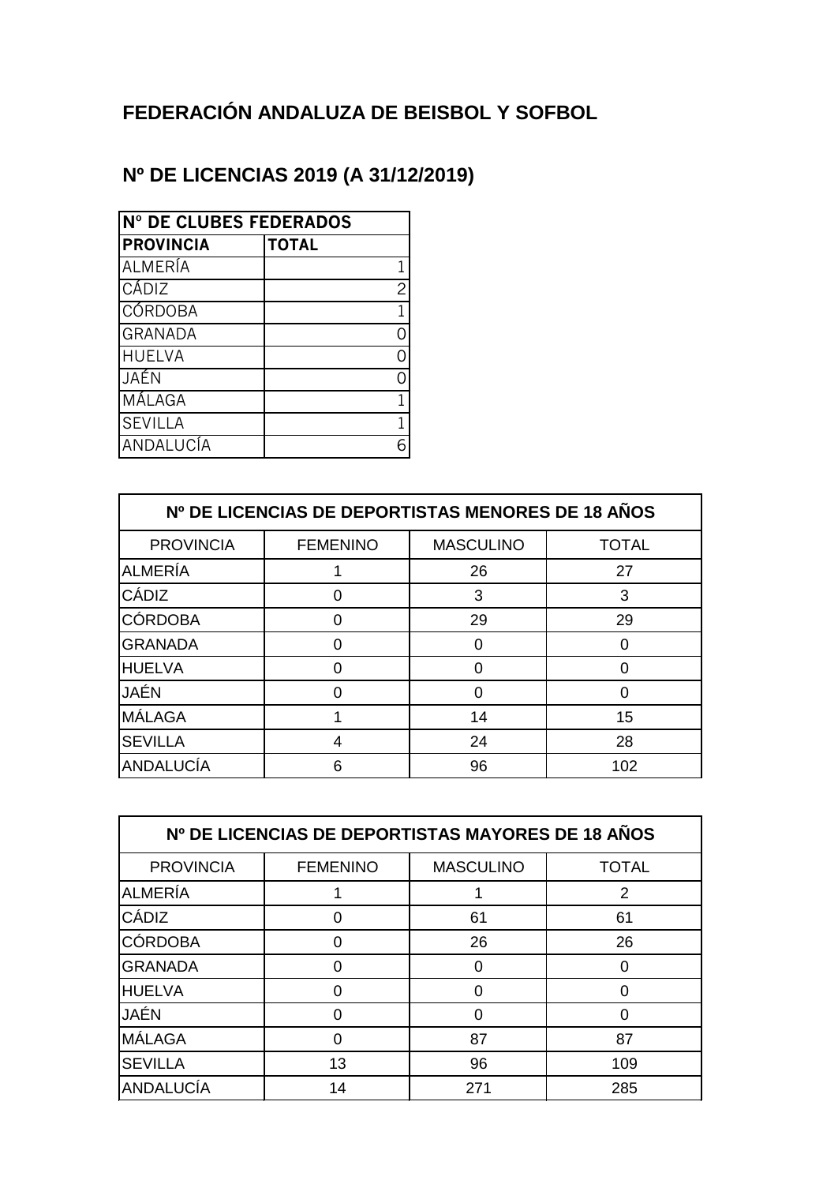# FEDERACIÓN ANDALUZA DE BEISBOL Y SOFBOL

## Nº DE LICENCIAS 2019 (A 31/12/2019)

| Nº DE CLUBES FEDERADOS | |
|---|---|
| **PROVINCIA** | **TOTAL** |
| ALMERÍA | 1 |
| CÁDIZ | 2 |
| CÓRDOBA | 1 |
| GRANADA | 0 |
| HUELVA | 0 |
| JAÉN | 0 |
| MÁLAGA | 1 |
| SEVILLA | 1 |
| ANDALUCÍA | 6 |

| Nº DE LICENCIAS DE DEPORTISTAS MENORES DE 18 AÑOS | | | |
|---|---|---|---|
| PROVINCIA | FEMENINO | MASCULINO | TOTAL |
| ALMERÍA | 1 | 26 | 27 |
| CÁDIZ | 0 | 3 | 3 |
| CÓRDOBA | 0 | 29 | 29 |
| GRANADA | 0 | 0 | 0 |
| HUELVA | 0 | 0 | 0 |
| JAÉN | 0 | 0 | 0 |
| MÁLAGA | 1 | 14 | 15 |
| SEVILLA | 4 | 24 | 28 |
| ANDALUCÍA | 6 | 96 | 102 |

| Nº DE LICENCIAS DE DEPORTISTAS MAYORES DE 18 AÑOS | | | |
|---|---|---|---|
| PROVINCIA | FEMENINO | MASCULINO | TOTAL |
| ALMERÍA | 1 | 1 | 2 |
| CÁDIZ | 0 | 61 | 61 |
| CÓRDOBA | 0 | 26 | 26 |
| GRANADA | 0 | 0 | 0 |
| HUELVA | 0 | 0 | 0 |
| JAÉN | 0 | 0 | 0 |
| MÁLAGA | 0 | 87 | 87 |
| SEVILLA | 13 | 96 | 109 |
| ANDALUCÍA | 14 | 271 | 285 |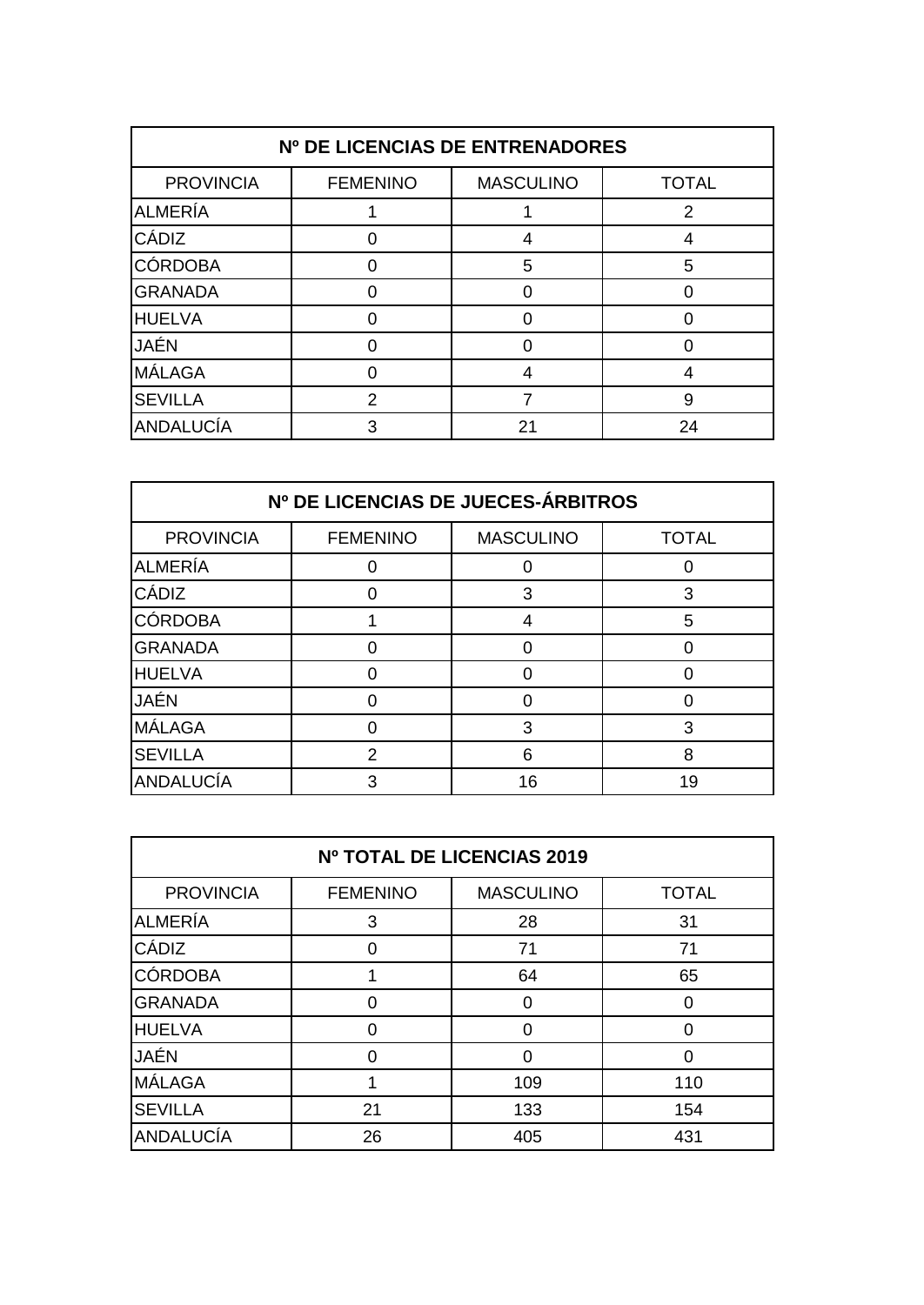| Nº DE LICENCIAS DE ENTRENADORES | | | |
|---|---|---|---|
| PROVINCIA | FEMENINO | MASCULINO | TOTAL |
| ALMERÍA | 1 | 1 | 2 |
| CÁDIZ | 0 | 4 | 4 |
| CÓRDOBA | 0 | 5 | 5 |
| GRANADA | 0 | 0 | 0 |
| HUELVA | 0 | 0 | 0 |
| JAÉN | 0 | 0 | 0 |
| MÁLAGA | 0 | 4 | 4 |
| SEVILLA | 2 | 7 | 9 |
| ANDALUCÍA | 3 | 21 | 24 |

| Nº DE LICENCIAS DE JUECES-ÁRBITROS | | | |
|---|---|---|---|
| PROVINCIA | FEMENINO | MASCULINO | TOTAL |
| ALMERÍA | 0 | 0 | 0 |
| CÁDIZ | 0 | 3 | 3 |
| CÓRDOBA | 1 | 4 | 5 |
| GRANADA | 0 | 0 | 0 |
| HUELVA | 0 | 0 | 0 |
| JAÉN | 0 | 0 | 0 |
| MÁLAGA | 0 | 3 | 3 |
| SEVILLA | 2 | 6 | 8 |
| ANDALUCÍA | 3 | 16 | 19 |

| Nº TOTAL DE LICENCIAS 2019 | | | |
|---|---|---|---|
| PROVINCIA | FEMENINO | MASCULINO | TOTAL |
| ALMERÍA | 3 | 28 | 31 |
| CÁDIZ | 0 | 71 | 71 |
| CÓRDOBA | 1 | 64 | 65 |
| GRANADA | 0 | 0 | 0 |
| HUELVA | 0 | 0 | 0 |
| JAÉN | 0 | 0 | 0 |
| MÁLAGA | 1 | 109 | 110 |
| SEVILLA | 21 | 133 | 154 |
| ANDALUCÍA | 26 | 405 | 431 |